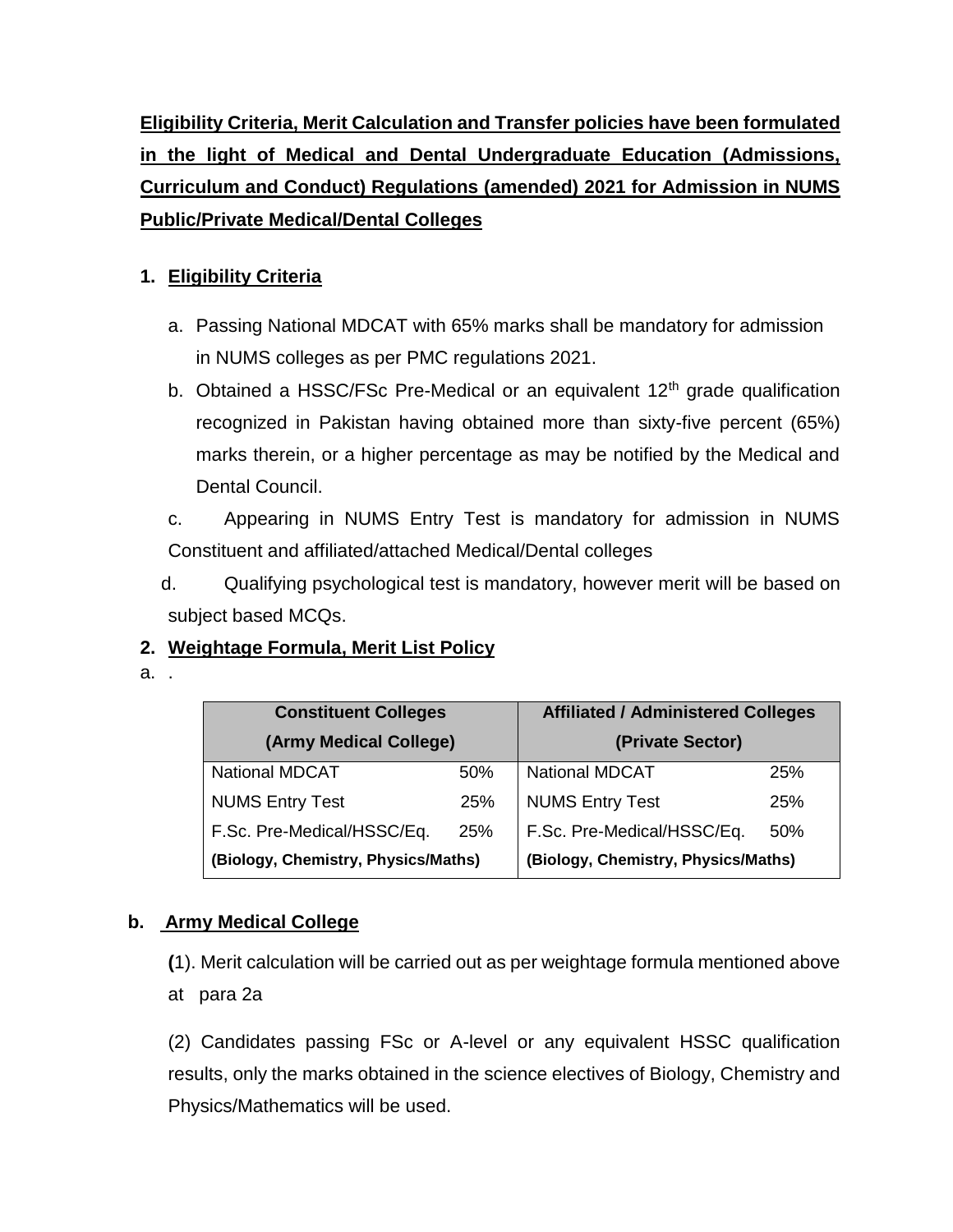**Eligibility Criteria, Merit Calculation and Transfer policies have been formulated in the light of Medical and Dental Undergraduate Education (Admissions, Curriculum and Conduct) Regulations (amended) 2021 for Admission in NUMS Public/Private Medical/Dental Colleges**

1. **Eligibility Criteria**

   a. Passing National MDCAT with 65% marks shall be mandatory for admission in NUMS colleges as per PMC regulations 2021.

   b. Obtained a HSSC/FSc Pre-Medical or an equivalent 12th grade qualification recognized in Pakistan having obtained more than sixty-five percent (65%) marks therein, or a higher percentage as may be notified by the Medical and Dental Council.

   c. Appearing in NUMS Entry Test is mandatory for admission in NUMS Constituent and affiliated/attached Medical/Dental colleges

   d. Qualifying psychological test is mandatory, however merit will be based on subject based MCQs.

2. **Weightage Formula, Merit List Policy**

a. .

| **Constituent Colleges (Army Medical College)** | | **Affiliated / Administered Colleges (Private Sector)** | |
|---|---|---|---|
| National MDCAT | 50% | National MDCAT | 25% |
| NUMS Entry Test | 25% | NUMS Entry Test | 25% |
| F.Sc. Pre-Medical/HSSC/Eq. | 25% | F.Sc. Pre-Medical/HSSC/Eq. | 50% |
| **(Biology, Chemistry, Physics/Maths)** | | **(Biology, Chemistry, Physics/Maths)** | |

**b. Army Medical College**

**(**1). Merit calculation will be carried out as per weightage formula mentioned above at para 2a

(2) Candidates passing FSc or A-level or any equivalent HSSC qualification results, only the marks obtained in the science electives of Biology, Chemistry and Physics/Mathematics will be used.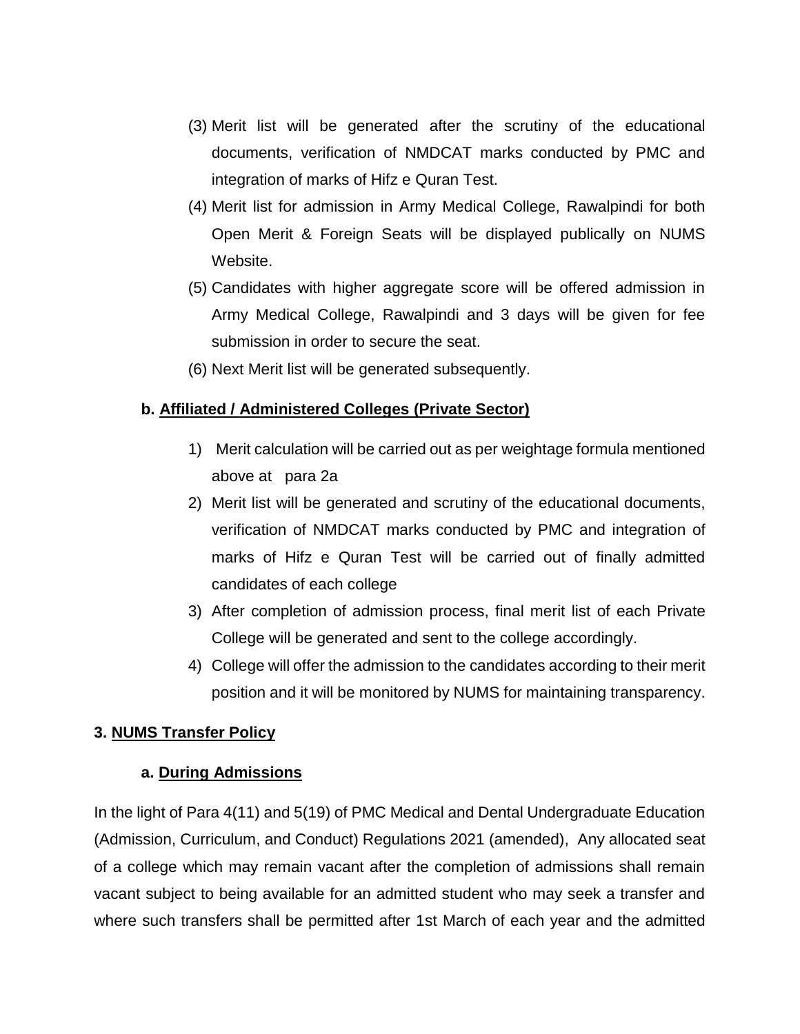(3) Merit list will be generated after the scrutiny of the educational documents, verification of NMDCAT marks conducted by PMC and integration of marks of Hifz e Quran Test.

(4) Merit list for admission in Army Medical College, Rawalpindi for both Open Merit & Foreign Seats will be displayed publically on NUMS Website.

(5) Candidates with higher aggregate score will be offered admission in Army Medical College, Rawalpindi and 3 days will be given for fee submission in order to secure the seat.

(6) Next Merit list will be generated subsequently.

**b. Affiliated / Administered Colleges (Private Sector)**

1) Merit calculation will be carried out as per weightage formula mentioned above at para 2a
2) Merit list will be generated and scrutiny of the educational documents, verification of NMDCAT marks conducted by PMC and integration of marks of Hifz e Quran Test will be carried out of finally admitted candidates of each college
3) After completion of admission process, final merit list of each Private College will be generated and sent to the college accordingly.
4) College will offer the admission to the candidates according to their merit position and it will be monitored by NUMS for maintaining transparency.

## 3. NUMS Transfer Policy

### a. During Admissions

In the light of Para 4(11) and 5(19) of PMC Medical and Dental Undergraduate Education (Admission, Curriculum, and Conduct) Regulations 2021 (amended), Any allocated seat of a college which may remain vacant after the completion of admissions shall remain vacant subject to being available for an admitted student who may seek a transfer and where such transfers shall be permitted after 1st March of each year and the admitted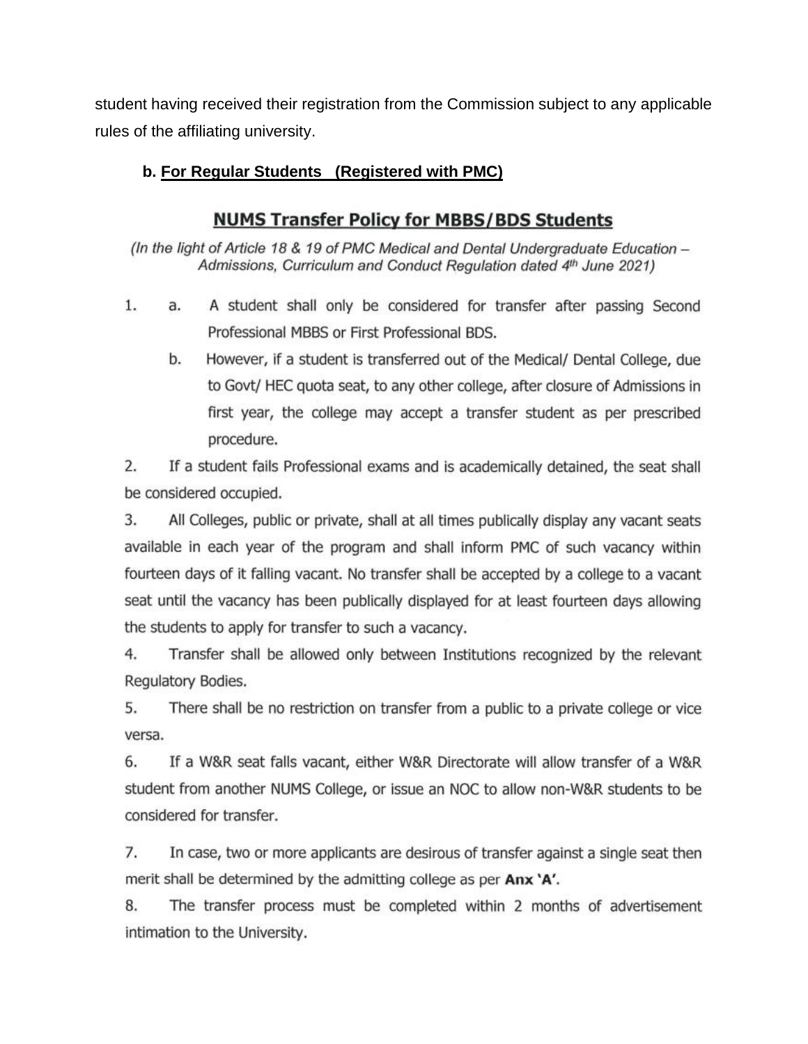student having received their registration from the Commission subject to any applicable rules of the affiliating university.

**b. <u>For Regular Students (Registered with PMC)</u>**

## NUMS Transfer Policy for MBBS/BDS Students

*(In the light of Article 18 & 19 of PMC Medical and Dental Undergraduate Education – Admissions, Curriculum and Conduct Regulation dated 4th June 2021)*

1. a. A student shall only be considered for transfer after passing Second Professional MBBS or First Professional BDS.

   b. However, if a student is transferred out of the Medical/ Dental College, due to Govt/ HEC quota seat, to any other college, after closure of Admissions in first year, the college may accept a transfer student as per prescribed procedure.

2. If a student fails Professional exams and is academically detained, the seat shall be considered occupied.

3. All Colleges, public or private, shall at all times publically display any vacant seats available in each year of the program and shall inform PMC of such vacancy within fourteen days of it falling vacant. No transfer shall be accepted by a college to a vacant seat until the vacancy has been publically displayed for at least fourteen days allowing the students to apply for transfer to such a vacancy.

4. Transfer shall be allowed only between Institutions recognized by the relevant Regulatory Bodies.

5. There shall be no restriction on transfer from a public to a private college or vice versa.

6. If a W&R seat falls vacant, either W&R Directorate will allow transfer of a W&R student from another NUMS College, or issue an NOC to allow non-W&R students to be considered for transfer.

7. In case, two or more applicants are desirous of transfer against a single seat then merit shall be determined by the admitting college as per **Anx 'A'**.

8. The transfer process must be completed within 2 months of advertisement intimation to the University.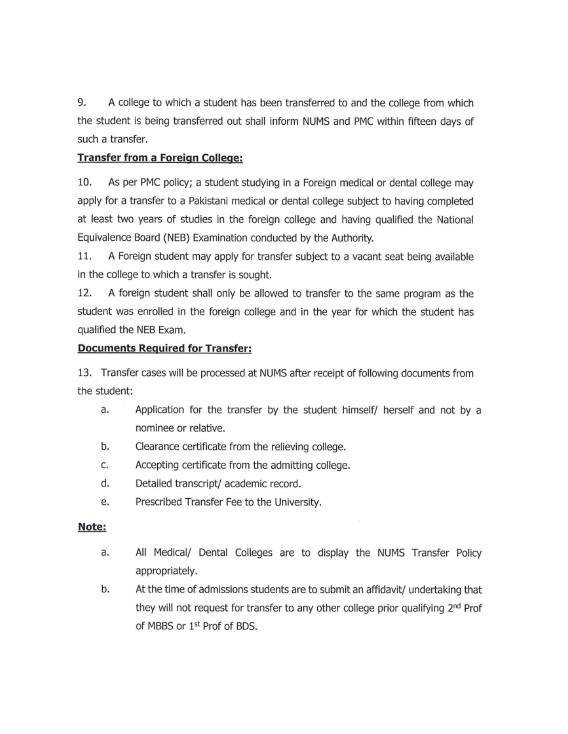9. A college to which a student has been transferred to and the college from which the student is being transferred out shall inform NUMS and PMC within fifteen days of such a transfer.

**<u>Transfer from a Foreign College:</u>**

10. As per PMC policy; a student studying in a Foreign medical or dental college may apply for a transfer to a Pakistani medical or dental college subject to having completed at least two years of studies in the foreign college and having qualified the National Equivalence Board (NEB) Examination conducted by the Authority.

11. A Foreign student may apply for transfer subject to a vacant seat being available in the college to which a transfer is sought.

12. A foreign student shall only be allowed to transfer to the same program as the student was enrolled in the foreign college and in the year for which the student has qualified the NEB Exam.

**<u>Documents Required for Transfer:</u>**

13. Transfer cases will be processed at NUMS after receipt of following documents from the student:

a. Application for the transfer by the student himself/ herself and not by a nominee or relative.

b. Clearance certificate from the relieving college.

c. Accepting certificate from the admitting college.

d. Detailed transcript/ academic record.

e. Prescribed Transfer Fee to the University.

**<u>Note:</u>**

a. All Medical/ Dental Colleges are to display the NUMS Transfer Policy appropriately.

b. At the time of admissions students are to submit an affidavit/ undertaking that they will not request for transfer to any other college prior qualifying 2nd Prof of MBBS or 1st Prof of BDS.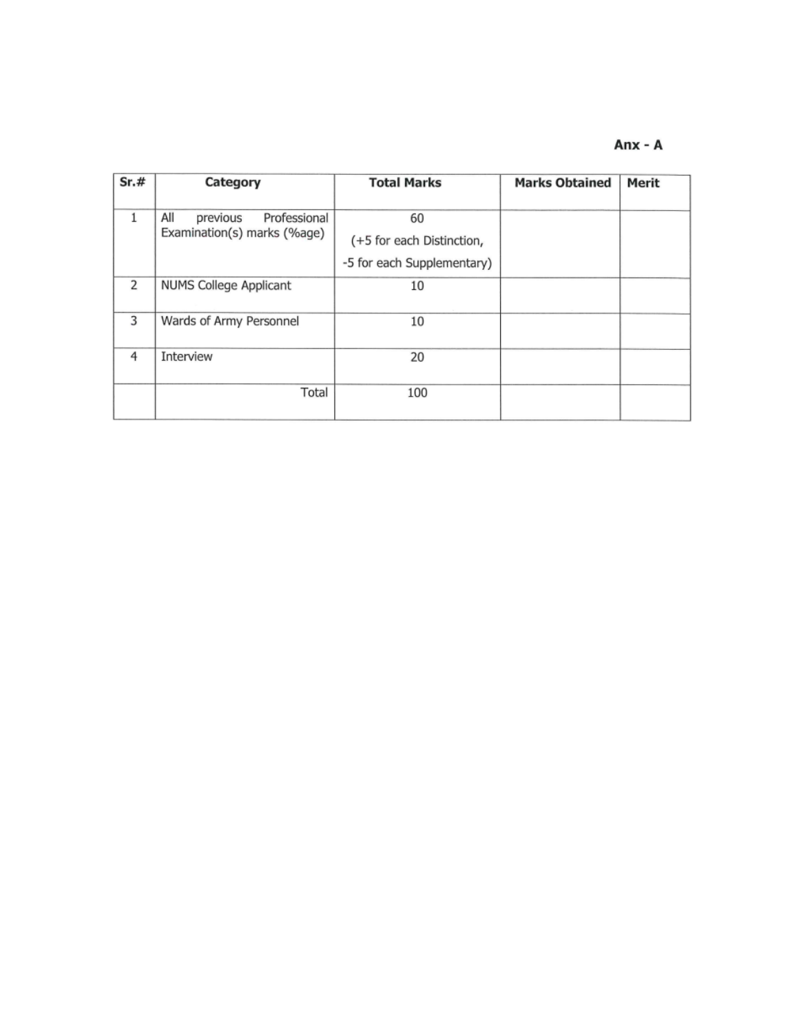**Anx - A**

| Sr.# | Category | Total Marks | Marks Obtained | Merit |
|---|---|---|---|---|
| 1 | All previous Professional Examination(s) marks (%age) | 60 (+5 for each Distinction, -5 for each Supplementary) | | |
| 2 | NUMS College Applicant | 10 | | |
| 3 | Wards of Army Personnel | 10 | | |
| 4 | Interview | 20 | | |
| | Total | 100 | | |